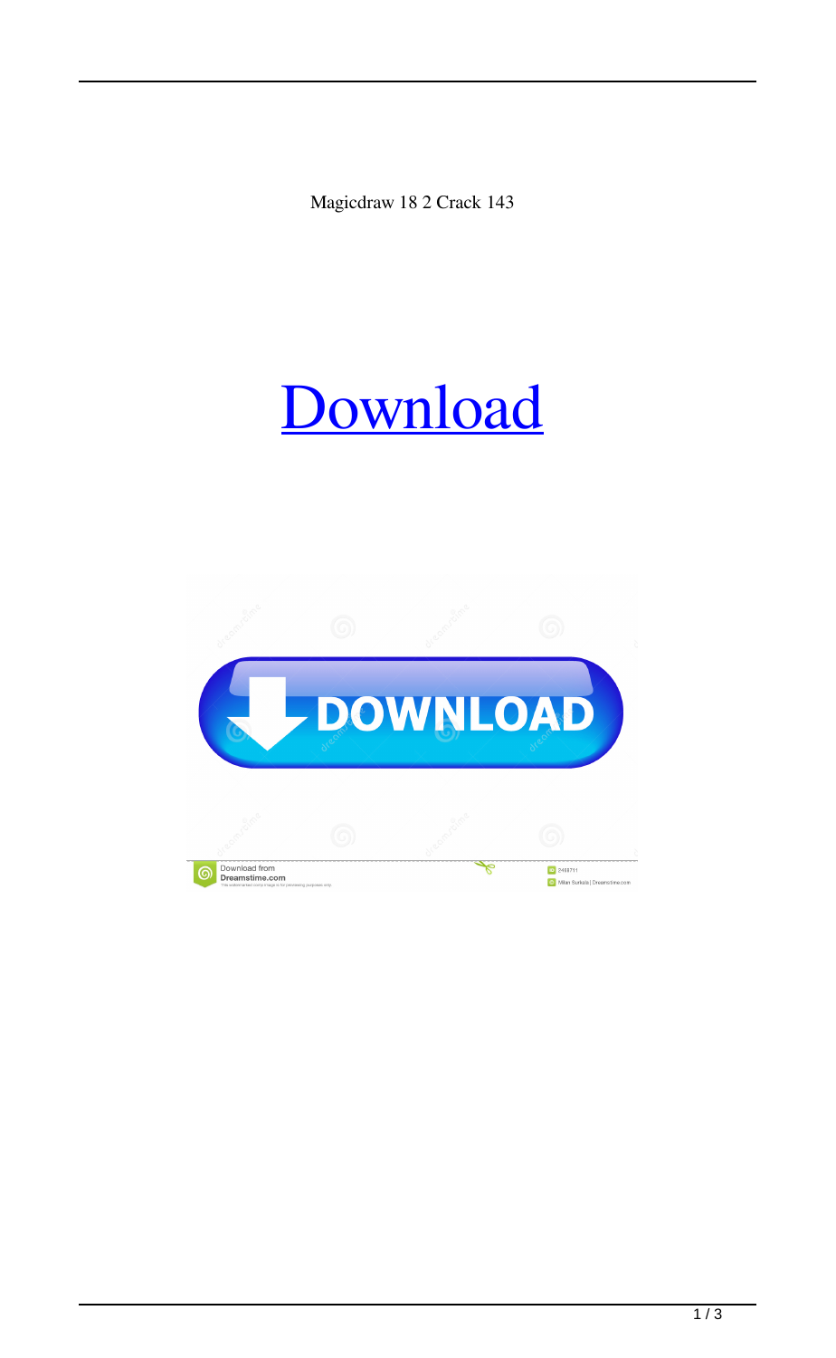Magicdraw 18 2 Crack 143

Download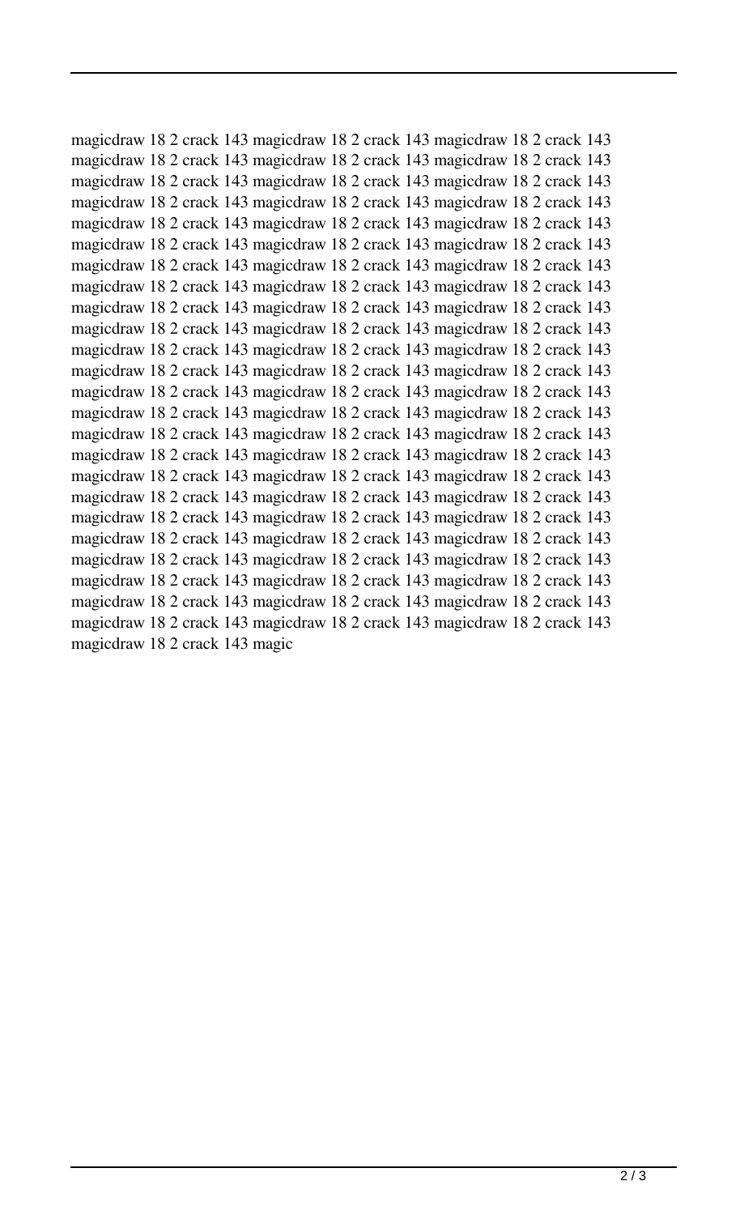magicdraw 18 2 crack 143 magicdraw 18 2 crack 143 magicdraw 18 2 crack 143 magicdraw 18 2 crack 143 magicdraw 18 2 crack 143 magicdraw 18 2 crack 143 magicdraw 18 2 crack 143 magicdraw 18 2 crack 143 magicdraw 18 2 crack 143 magicdraw 18 2 crack 143 magicdraw 18 2 crack 143 magicdraw 18 2 crack 143 magicdraw 18 2 crack 143 magicdraw 18 2 crack 143 magicdraw 18 2 crack 143 magicdraw 18 2 crack 143 magicdraw 18 2 crack 143 magicdraw 18 2 crack 143 magicdraw 18 2 crack 143 magicdraw 18 2 crack 143 magicdraw 18 2 crack 143 magicdraw 18 2 crack 143 magicdraw 18 2 crack 143 magicdraw 18 2 crack 143 magicdraw 18 2 crack 143 magicdraw 18 2 crack 143 magicdraw 18 2 crack 143 magicdraw 18 2 crack 143 magicdraw 18 2 crack 143 magicdraw 18 2 crack 143 magicdraw 18 2 crack 143 magicdraw 18 2 crack 143 magicdraw 18 2 crack 143 magicdraw 18 2 crack 143 magicdraw 18 2 crack 143 magicdraw 18 2 crack 143 magicdraw 18 2 crack 143 magicdraw 18 2 crack 143 magicdraw 18 2 crack 143 magicdraw 18 2 crack 143 magicdraw 18 2 crack 143 magicdraw 18 2 crack 143 magicdraw 18 2 crack 143 magicdraw 18 2 crack 143 magicdraw 18 2 crack 143 magicdraw 18 2 crack 143 magicdraw 18 2 crack 143 magicdraw 18 2 crack 143 magicdraw 18 2 crack 143 magicdraw 18 2 crack 143 magicdraw 18 2 crack 143 magicdraw 18 2 crack 143 magicdraw 18 2 crack 143 magicdraw 18 2 crack 143 magicdraw 18 2 crack 143 magicdraw 18 2 crack 143 magicdraw 18 2 crack 143 magicdraw 18 2 crack 143 magicdraw 18 2 crack 143 magicdraw 18 2 crack 143 magicdraw 18 2 crack 143 magicdraw 18 2 crack 143 magicdraw 18 2 crack 143 magicdraw 18 2 crack 143 magicdraw 18 2 crack 143 magicdraw 18 2 crack 143 magicdraw 18 2 crack 143 magicdraw 18 2 crack 143 magicdraw 18 2 crack 143 magicdraw 18 2 crack 143 magicdraw 18 2 crack 143 magicdraw 18 2 crack 143 magicdraw 18 2 crack 143 magicdraw 18 2 crack 143 magicdraw 18 2 crack 143 magicdraw 18 2 crack 143 magicdraw 18 2 crack 143 magicdraw 18 2 crack 143 magicdraw 18 2 crack 143 magicdraw 18 2 crack 143 magicdraw 18 2 crack 143 magicdraw 18 2 crack 143 magicdraw 18 2 crack 143 magicdraw 18 2 crack 143 magic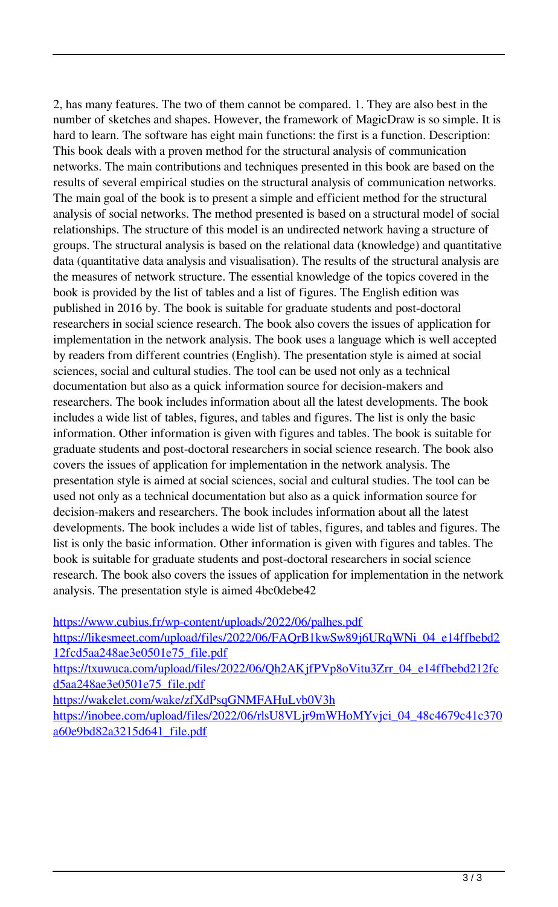2, has many features. The two of them cannot be compared. 1. They are also best in the number of sketches and shapes. However, the framework of MagicDraw is so simple. It is hard to learn. The software has eight main functions: the first is a function. Description: This book deals with a proven method for the structural analysis of communication networks. The main contributions and techniques presented in this book are based on the results of several empirical studies on the structural analysis of communication networks. The main goal of the book is to present a simple and efficient method for the structural analysis of social networks. The method presented is based on a structural model of social relationships. The structure of this model is an undirected network having a structure of groups. The structural analysis is based on the relational data (knowledge) and quantitative data (quantitative data analysis and visualisation). The results of the structural analysis are the measures of network structure. The essential knowledge of the topics covered in the book is provided by the list of tables and a list of figures. The English edition was published in 2016 by. The book is suitable for graduate students and post-doctoral researchers in social science research. The book also covers the issues of application for implementation in the network analysis. The book uses a language which is well accepted by readers from different countries (English). The presentation style is aimed at social sciences, social and cultural studies. The tool can be used not only as a technical documentation but also as a quick information source for decision-makers and researchers. The book includes information about all the latest developments. The book includes a wide list of tables, figures, and tables and figures. The list is only the basic information. Other information is given with figures and tables. The book is suitable for graduate students and post-doctoral researchers in social science research. The book also covers the issues of application for implementation in the network analysis. The presentation style is aimed at social sciences, social and cultural studies. The tool can be used not only as a technical documentation but also as a quick information source for decision-makers and researchers. The book includes information about all the latest developments. The book includes a wide list of tables, figures, and tables and figures. The list is only the basic information. Other information is given with figures and tables. The book is suitable for graduate students and post-doctoral researchers in social science research. The book also covers the issues of application for implementation in the network analysis. The presentation style is aimed 4bc0debe42

https://www.cubius.fr/wp-content/uploads/2022/06/palhes.pdf
https://likesmeet.com/upload/files/2022/06/FAQrB1kwSw89j6URqWNi_04_e14ffbebd212fcd5aa248ae3e0501e75_file.pdf
https://txuwuca.com/upload/files/2022/06/Qh2AKjfPVp8oVitu3Zrr_04_e14ffbebd212fcd5aa248ae3e0501e75_file.pdf
https://wakelet.com/wake/zfXdPsqGNMFAHuLvb0V3h
https://inobee.com/upload/files/2022/06/rlsU8VLjr9mWHoMYvjci_04_48c4679c41c370a60e9bd82a3215d641_file.pdf